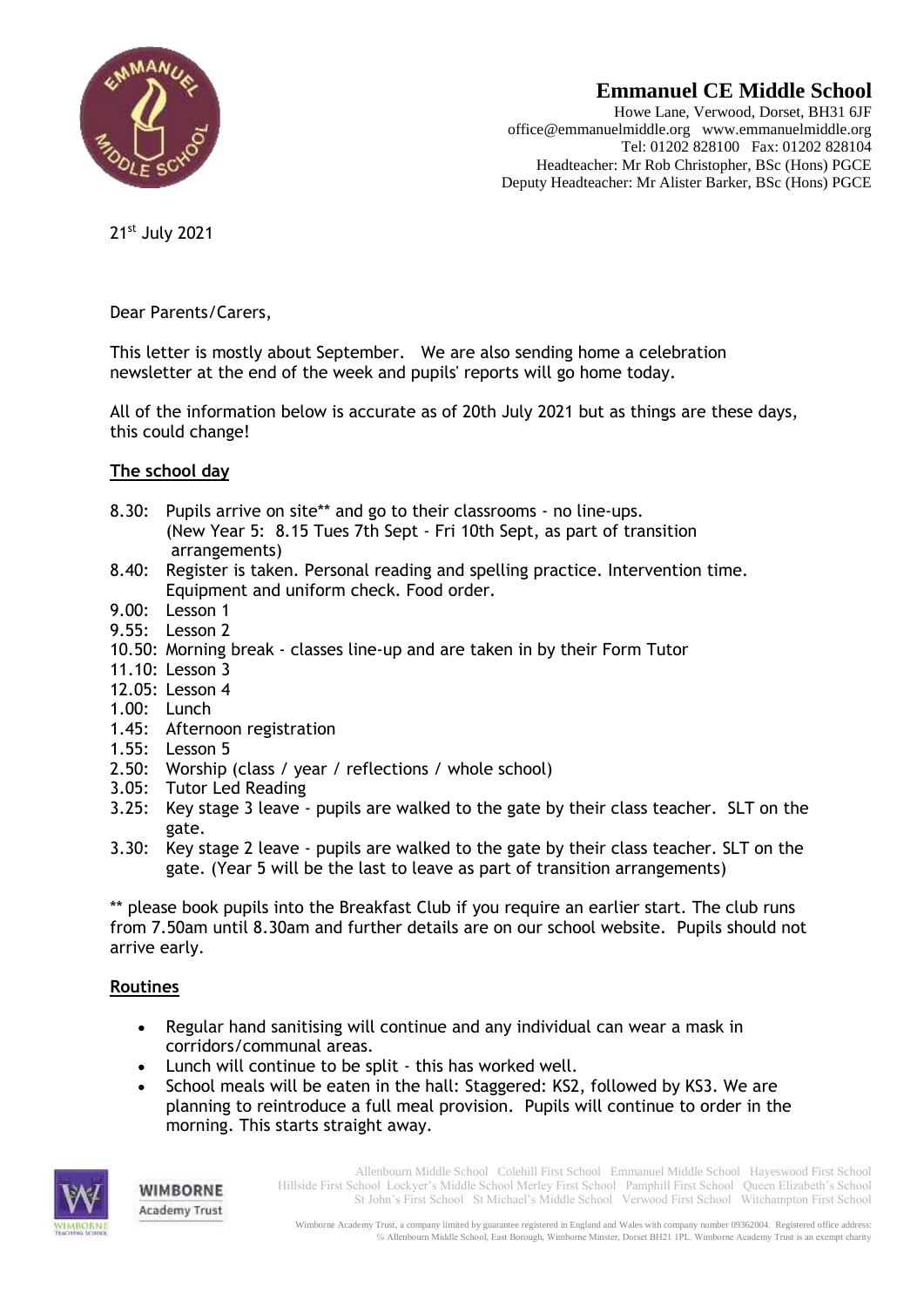**Emmanuel CE Middle School**

Howe Lane, Verwood, Dorset, BH31 6JF
office@emmanuelmiddle.org www.emmanuelmiddle.org
Tel: 01202 828100 Fax: 01202 828104
Headteacher: Mr Rob Christopher, BSc (Hons) PGCE
Deputy Headteacher: Mr Alister Barker, BSc (Hons) PGCE

21st July 2021

Dear Parents/Carers,

This letter is mostly about September. We are also sending home a celebration newsletter at the end of the week and pupils' reports will go home today.

All of the information below is accurate as of 20th July 2021 but as things are these days, this could change!

## The school day

- 8.30: Pupils arrive on site** and go to their classrooms - no line-ups. (New Year 5: 8.15 Tues 7th Sept - Fri 10th Sept, as part of transition arrangements)
- 8.40: Register is taken. Personal reading and spelling practice. Intervention time. Equipment and uniform check. Food order.
- 9.00: Lesson 1
- 9.55: Lesson 2
- 10.50: Morning break - classes line-up and are taken in by their Form Tutor
- 11.10: Lesson 3
- 12.05: Lesson 4
- 1.00: Lunch
- 1.45: Afternoon registration
- 1.55: Lesson 5
- 2.50: Worship (class / year / reflections / whole school)
- 3.05: Tutor Led Reading
- 3.25: Key stage 3 leave - pupils are walked to the gate by their class teacher. SLT on the gate.
- 3.30: Key stage 2 leave - pupils are walked to the gate by their class teacher. SLT on the gate. (Year 5 will be the last to leave as part of transition arrangements)

** please book pupils into the Breakfast Club if you require an earlier start. The club runs from 7.50am until 8.30am and further details are on our school website. Pupils should not arrive early.

## Routines

- Regular hand sanitising will continue and any individual can wear a mask in corridors/communal areas.
- Lunch will continue to be split - this has worked well.
- School meals will be eaten in the hall: Staggered: KS2, followed by KS3. We are planning to reintroduce a full meal provision. Pupils will continue to order in the morning. This starts straight away.

WIMBORNE Academy Trust

Allenbourn Middle School Colehill First School Emmanuel Middle School Hayeswood First School Hillside First School Lockyer's Middle School Merley First School Pamphill First School Queen Elizabeth's School St John's First School St Michael's Middle School Verwood First School Witchampton First School

Wimborne Academy Trust, a company limited by guarantee registered in England and Wales with company number 09362004. Registered office address: ℅ Allenbourn Middle School, East Borough, Wimborne Minster, Dorset BH21 1PL. Wimborne Academy Trust is an exempt charity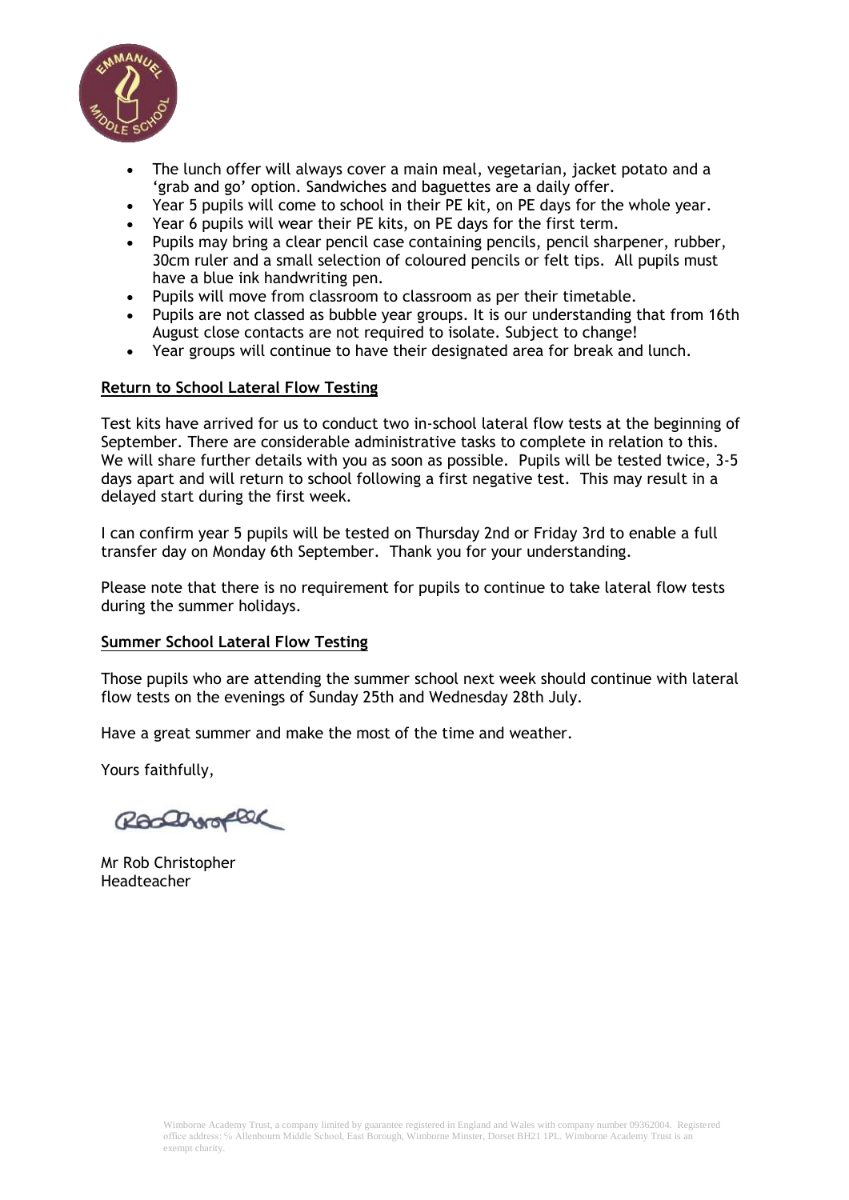- The lunch offer will always cover a main meal, vegetarian, jacket potato and a 'grab and go' option. Sandwiches and baguettes are a daily offer.
- Year 5 pupils will come to school in their PE kit, on PE days for the whole year.
- Year 6 pupils will wear their PE kits, on PE days for the first term.
- Pupils may bring a clear pencil case containing pencils, pencil sharpener, rubber, 30cm ruler and a small selection of coloured pencils or felt tips. All pupils must have a blue ink handwriting pen.
- Pupils will move from classroom to classroom as per their timetable.
- Pupils are not classed as bubble year groups. It is our understanding that from 16th August close contacts are not required to isolate. Subject to change!
- Year groups will continue to have their designated area for break and lunch.

**Return to School Lateral Flow Testing**

Test kits have arrived for us to conduct two in-school lateral flow tests at the beginning of September. There are considerable administrative tasks to complete in relation to this. We will share further details with you as soon as possible. Pupils will be tested twice, 3-5 days apart and will return to school following a first negative test. This may result in a delayed start during the first week.

I can confirm year 5 pupils will be tested on Thursday 2nd or Friday 3rd to enable a full transfer day on Monday 6th September. Thank you for your understanding.

Please note that there is no requirement for pupils to continue to take lateral flow tests during the summer holidays.

**Summer School Lateral Flow Testing**

Those pupils who are attending the summer school next week should continue with lateral flow tests on the evenings of Sunday 25th and Wednesday 28th July.

Have a great summer and make the most of the time and weather.

Yours faithfully,

Mr Rob Christopher
Headteacher

Wimborne Academy Trust, a company limited by guarantee registered in England and Wales with company number 09362004. Registered office address: % Allenbourn Middle School, East Borough, Wimborne Minster, Dorset BH21 1PL. Wimborne Academy Trust is an exempt charity.